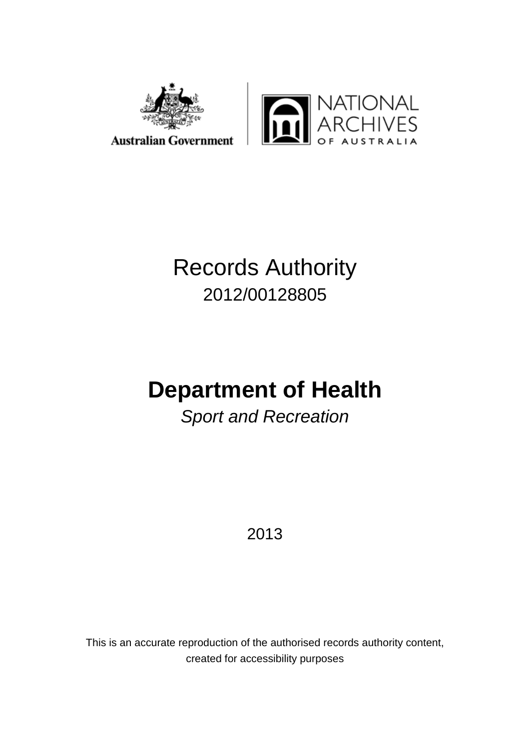Australian Government

NATIONAL ARCHIVES OF AUSTRALIA

# Records Authority

2012/00128805

# Department of Health

*Sport and Recreation*

2013

This is an accurate reproduction of the authorised records authority content, created for accessibility purposes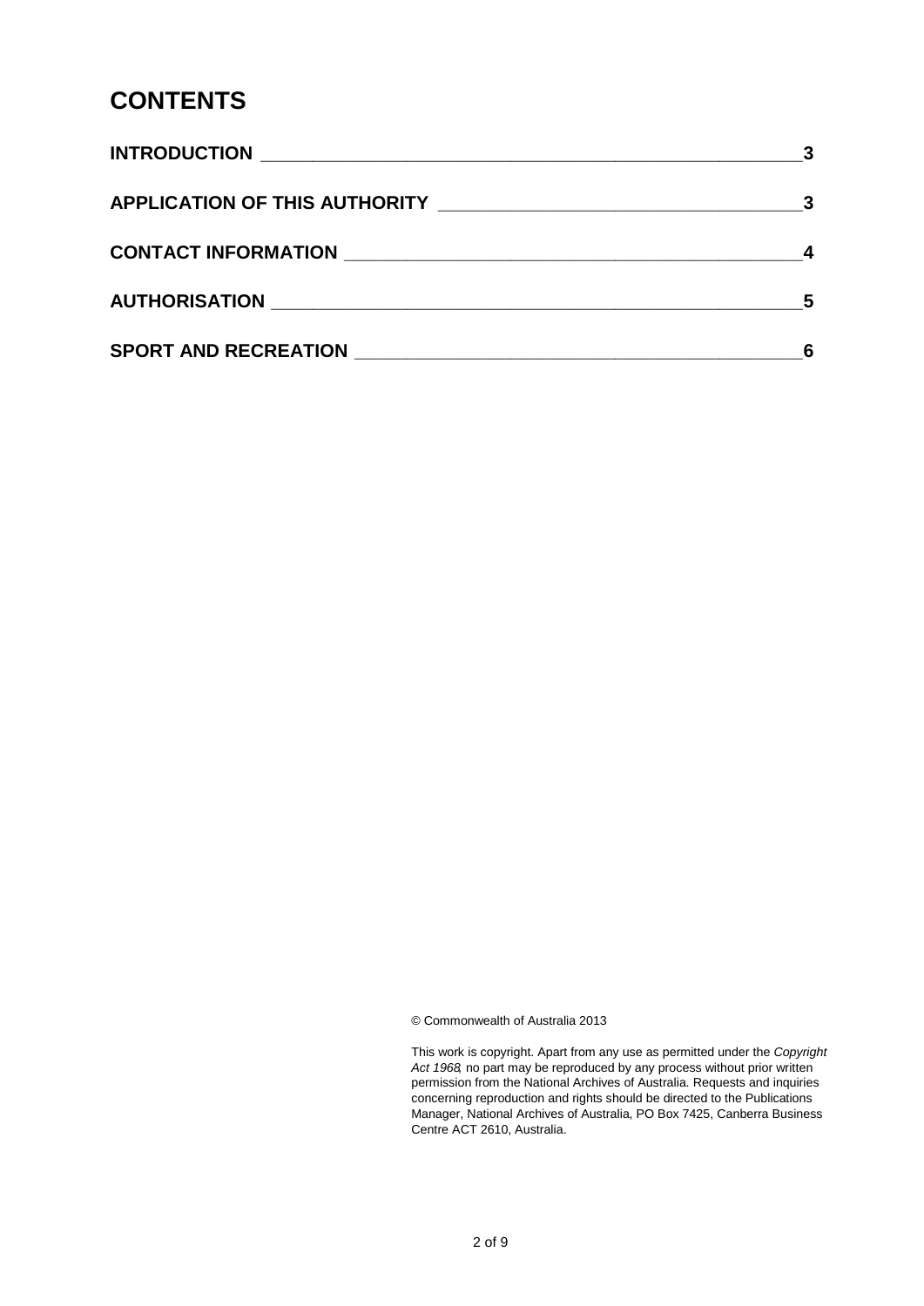# CONTENTS

| | |
|---|---|
| **INTRODUCTION** | **3** |
| **APPLICATION OF THIS AUTHORITY** | **3** |
| **CONTACT INFORMATION** | **4** |
| **AUTHORISATION** | **5** |
| **SPORT AND RECREATION** | **6** |

© Commonwealth of Australia 2013

This work is copyright. Apart from any use as permitted under the *Copyright Act 1968*, no part may be reproduced by any process without prior written permission from the National Archives of Australia. Requests and inquiries concerning reproduction and rights should be directed to the Publications Manager, National Archives of Australia, PO Box 7425, Canberra Business Centre ACT 2610, Australia.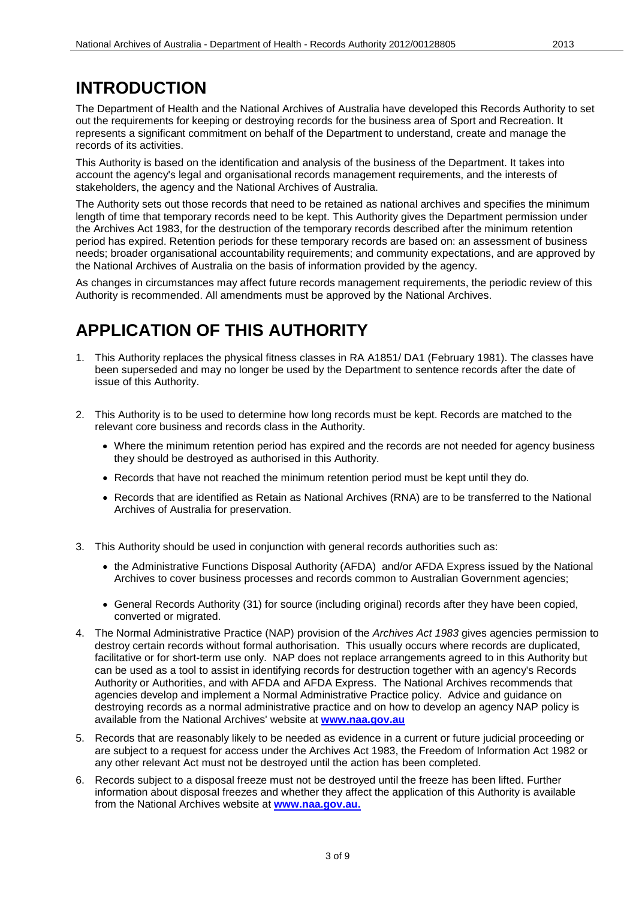# INTRODUCTION

The Department of Health and the National Archives of Australia have developed this Records Authority to set out the requirements for keeping or destroying records for the business area of Sport and Recreation. It represents a significant commitment on behalf of the Department to understand, create and manage the records of its activities.

This Authority is based on the identification and analysis of the business of the Department. It takes into account the agency's legal and organisational records management requirements, and the interests of stakeholders, the agency and the National Archives of Australia.

The Authority sets out those records that need to be retained as national archives and specifies the minimum length of time that temporary records need to be kept. This Authority gives the Department permission under the Archives Act 1983, for the destruction of the temporary records described after the minimum retention period has expired. Retention periods for these temporary records are based on: an assessment of business needs; broader organisational accountability requirements; and community expectations, and are approved by the National Archives of Australia on the basis of information provided by the agency.

As changes in circumstances may affect future records management requirements, the periodic review of this Authority is recommended. All amendments must be approved by the National Archives.

# APPLICATION OF THIS AUTHORITY

1. This Authority replaces the physical fitness classes in RA A1851/ DA1 (February 1981). The classes have been superseded and may no longer be used by the Department to sentence records after the date of issue of this Authority.

2. This Authority is to be used to determine how long records must be kept. Records are matched to the relevant core business and records class in the Authority.
   - Where the minimum retention period has expired and the records are not needed for agency business they should be destroyed as authorised in this Authority.
   - Records that have not reached the minimum retention period must be kept until they do.
   - Records that are identified as Retain as National Archives (RNA) are to be transferred to the National Archives of Australia for preservation.

3. This Authority should be used in conjunction with general records authorities such as:
   - the Administrative Functions Disposal Authority (AFDA) and/or AFDA Express issued by the National Archives to cover business processes and records common to Australian Government agencies;
   - General Records Authority (31) for source (including original) records after they have been copied, converted or migrated.

4. The Normal Administrative Practice (NAP) provision of the *Archives Act 1983* gives agencies permission to destroy certain records without formal authorisation. This usually occurs where records are duplicated, facilitative or for short-term use only. NAP does not replace arrangements agreed to in this Authority but can be used as a tool to assist in identifying records for destruction together with an agency's Records Authority or Authorities, and with AFDA and AFDA Express. The National Archives recommends that agencies develop and implement a Normal Administrative Practice policy. Advice and guidance on destroying records as a normal administrative practice and on how to develop an agency NAP policy is available from the National Archives' website at **www.naa.gov.au**

5. Records that are reasonably likely to be needed as evidence in a current or future judicial proceeding or are subject to a request for access under the Archives Act 1983, the Freedom of Information Act 1982 or any other relevant Act must not be destroyed until the action has been completed.

6. Records subject to a disposal freeze must not be destroyed until the freeze has been lifted. Further information about disposal freezes and whether they affect the application of this Authority is available from the National Archives website at **www.naa.gov.au.**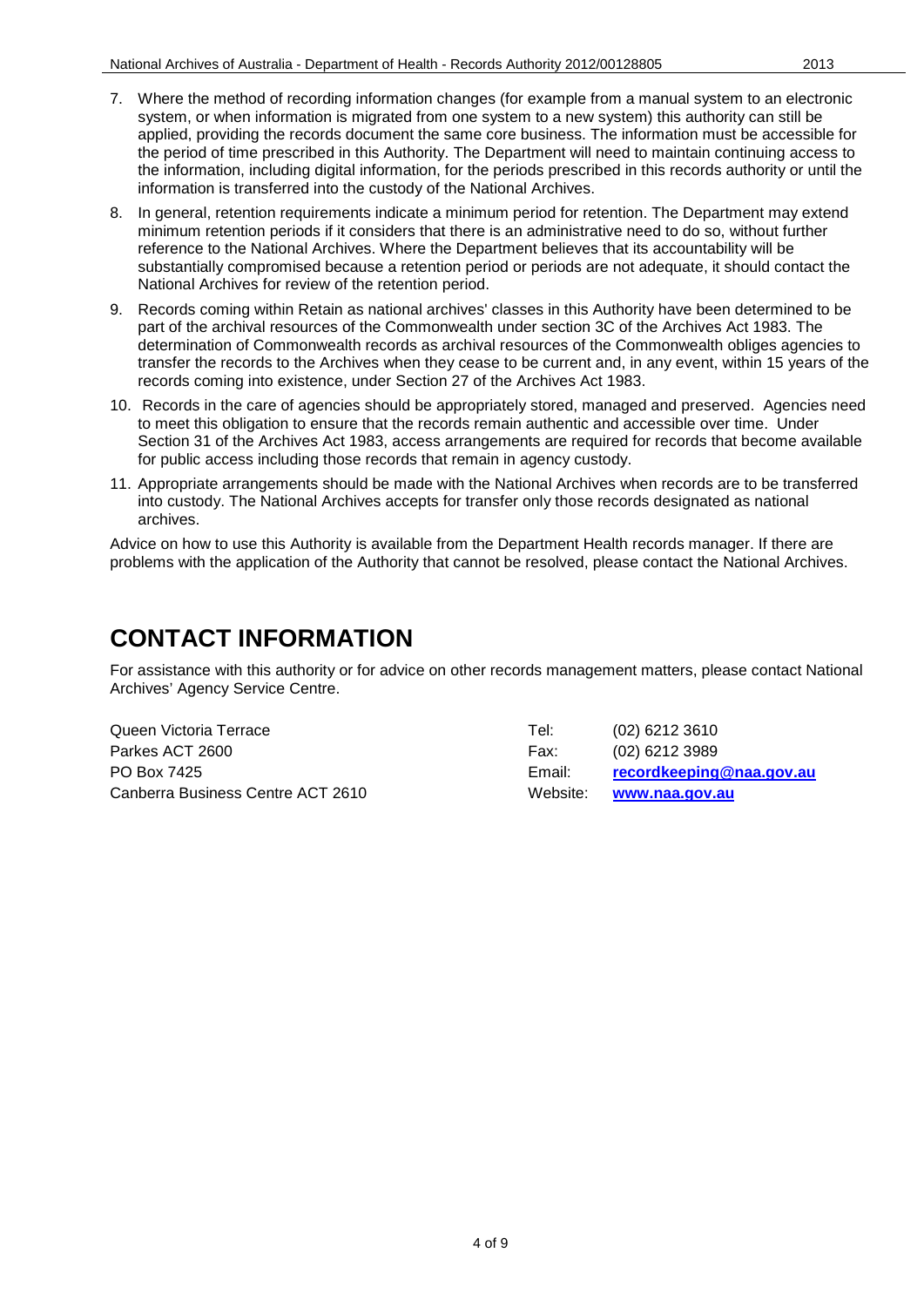7. Where the method of recording information changes (for example from a manual system to an electronic system, or when information is migrated from one system to a new system) this authority can still be applied, providing the records document the same core business. The information must be accessible for the period of time prescribed in this Authority. The Department will need to maintain continuing access to the information, including digital information, for the periods prescribed in this records authority or until the information is transferred into the custody of the National Archives.
8. In general, retention requirements indicate a minimum period for retention. The Department may extend minimum retention periods if it considers that there is an administrative need to do so, without further reference to the National Archives. Where the Department believes that its accountability will be substantially compromised because a retention period or periods are not adequate, it should contact the National Archives for review of the retention period.
9. Records coming within Retain as national archives' classes in this Authority have been determined to be part of the archival resources of the Commonwealth under section 3C of the Archives Act 1983. The determination of Commonwealth records as archival resources of the Commonwealth obliges agencies to transfer the records to the Archives when they cease to be current and, in any event, within 15 years of the records coming into existence, under Section 27 of the Archives Act 1983.
10. Records in the care of agencies should be appropriately stored, managed and preserved. Agencies need to meet this obligation to ensure that the records remain authentic and accessible over time. Under Section 31 of the Archives Act 1983, access arrangements are required for records that become available for public access including those records that remain in agency custody.
11. Appropriate arrangements should be made with the National Archives when records are to be transferred into custody. The National Archives accepts for transfer only those records designated as national archives.

Advice on how to use this Authority is available from the Department Health records manager. If there are problems with the application of the Authority that cannot be resolved, please contact the National Archives.

# CONTACT INFORMATION

For assistance with this authority or for advice on other records management matters, please contact National Archives' Agency Service Centre.

| | | |
|---|---|---|
| Queen Victoria Terrace | Tel: | (02) 6212 3610 |
| Parkes ACT 2600 | Fax: | (02) 6212 3989 |
| PO Box 7425 | Email: | **recordkeeping@naa.gov.au** |
| Canberra Business Centre ACT 2610 | Website: | **www.naa.gov.au** |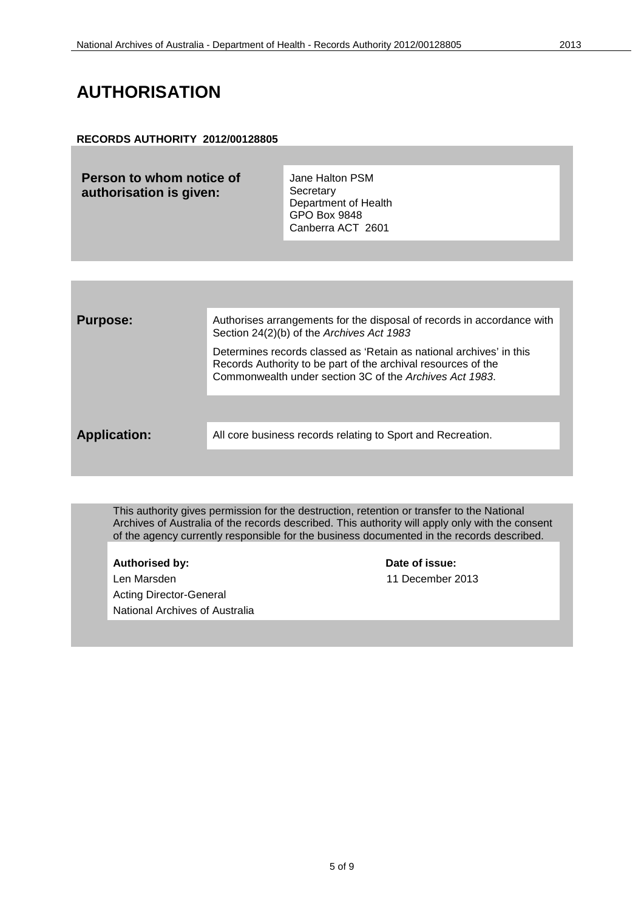# AUTHORISATION

**RECORDS AUTHORITY 2012/00128805**

| | |
|---|---|
| **Person to whom notice of authorisation is given:** | Jane Halton PSM<br>Secretary<br>Department of Health<br>GPO Box 9848<br>Canberra ACT 2601 |

| | |
|---|---|
| **Purpose:** | Authorises arrangements for the disposal of records in accordance with Section 24(2)(b) of the *Archives Act 1983*<br><br>Determines records classed as 'Retain as national archives' in this Records Authority to be part of the archival resources of the Commonwealth under section 3C of the *Archives Act 1983*. |
| **Application:** | All core business records relating to Sport and Recreation. |

This authority gives permission for the destruction, retention or transfer to the National Archives of Australia of the records described. This authority will apply only with the consent of the agency currently responsible for the business documented in the records described.

| **Authorised by:** | **Date of issue:** |
|---|---|
| Len Marsden<br>Acting Director-General<br>National Archives of Australia | 11 December 2013 |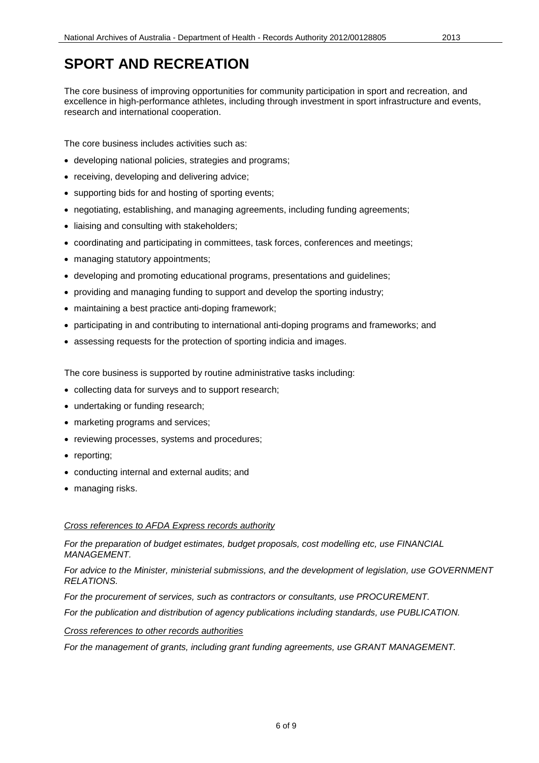# SPORT AND RECREATION

The core business of improving opportunities for community participation in sport and recreation, and excellence in high-performance athletes, including through investment in sport infrastructure and events, research and international cooperation.

The core business includes activities such as:

- developing national policies, strategies and programs;
- receiving, developing and delivering advice;
- supporting bids for and hosting of sporting events;
- negotiating, establishing, and managing agreements, including funding agreements;
- liaising and consulting with stakeholders;
- coordinating and participating in committees, task forces, conferences and meetings;
- managing statutory appointments;
- developing and promoting educational programs, presentations and guidelines;
- providing and managing funding to support and develop the sporting industry;
- maintaining a best practice anti-doping framework;
- participating in and contributing to international anti-doping programs and frameworks; and
- assessing requests for the protection of sporting indicia and images.

The core business is supported by routine administrative tasks including:

- collecting data for surveys and to support research;
- undertaking or funding research;
- marketing programs and services;
- reviewing processes, systems and procedures;
- reporting;
- conducting internal and external audits; and
- managing risks.

*Cross references to AFDA Express records authority*

*For the preparation of budget estimates, budget proposals, cost modelling etc, use FINANCIAL MANAGEMENT.*

*For advice to the Minister, ministerial submissions, and the development of legislation, use GOVERNMENT RELATIONS.*

*For the procurement of services, such as contractors or consultants, use PROCUREMENT.*

*For the publication and distribution of agency publications including standards, use PUBLICATION.*

*Cross references to other records authorities*

*For the management of grants, including grant funding agreements, use GRANT MANAGEMENT.*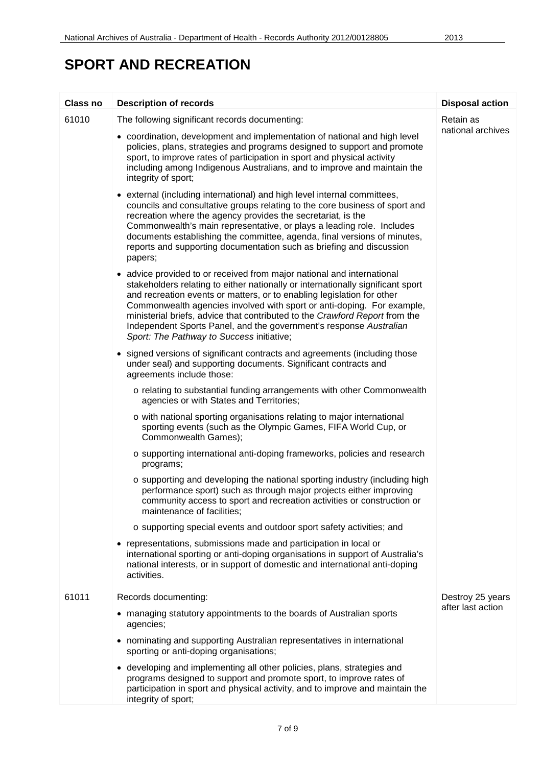# SPORT AND RECREATION

| Class no | Description of records | Disposal action |
|---|---|---|
| 61010 | The following significant records documenting:<br><br>• coordination, development and implementation of national and high level policies, plans, strategies and programs designed to support and promote sport, to improve rates of participation in sport and physical activity including among Indigenous Australians, and to improve and maintain the integrity of sport;<br><br>• external (including international) and high level internal committees, councils and consultative groups relating to the core business of sport and recreation where the agency provides the secretariat, is the Commonwealth's main representative, or plays a leading role. Includes documents establishing the committee, agenda, final versions of minutes, reports and supporting documentation such as briefing and discussion papers;<br><br>• advice provided to or received from major national and international stakeholders relating to either nationally or internationally significant sport and recreation events or matters, or to enabling legislation for other Commonwealth agencies involved with sport or anti-doping. For example, ministerial briefs, advice that contributed to the *Crawford Report* from the Independent Sports Panel, and the government's response *Australian Sport: The Pathway to Success* initiative;<br><br>• signed versions of significant contracts and agreements (including those under seal) and supporting documents. Significant contracts and agreements include those:<br><br>o relating to substantial funding arrangements with other Commonwealth agencies or with States and Territories;<br><br>o with national sporting organisations relating to major international sporting events (such as the Olympic Games, FIFA World Cup, or Commonwealth Games);<br><br>o supporting international anti-doping frameworks, policies and research programs;<br><br>o supporting and developing the national sporting industry (including high performance sport) such as through major projects either improving community access to sport and recreation activities or construction or maintenance of facilities;<br><br>o supporting special events and outdoor sport safety activities; and<br><br>• representations, submissions made and participation in local or international sporting or anti-doping organisations in support of Australia's national interests, or in support of domestic and international anti-doping activities. | Retain as national archives |
| 61011 | Records documenting:<br><br>• managing statutory appointments to the boards of Australian sports agencies;<br><br>• nominating and supporting Australian representatives in international sporting or anti-doping organisations;<br><br>• developing and implementing all other policies, plans, strategies and programs designed to support and promote sport, to improve rates of participation in sport and physical activity, and to improve and maintain the integrity of sport; | Destroy 25 years after last action |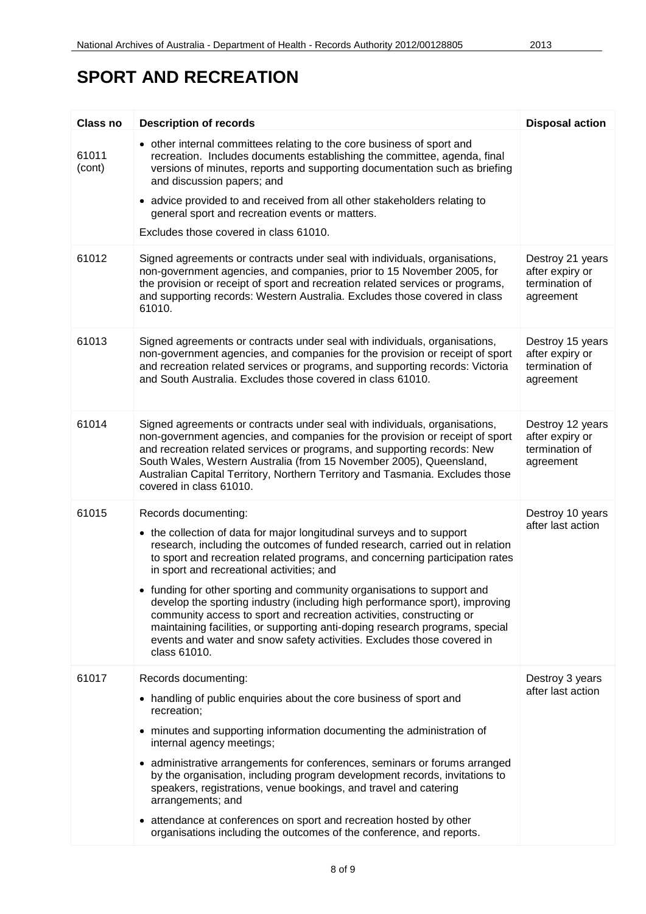# SPORT AND RECREATION

| Class no | Description of records | Disposal action |
|---|---|---|
| 61011 (cont) | • other internal committees relating to the core business of sport and recreation. Includes documents establishing the committee, agenda, final versions of minutes, reports and supporting documentation such as briefing and discussion papers; and<br>• advice provided to and received from all other stakeholders relating to general sport and recreation events or matters.<br>Excludes those covered in class 61010. | |
| 61012 | Signed agreements or contracts under seal with individuals, organisations, non-government agencies, and companies, prior to 15 November 2005, for the provision or receipt of sport and recreation related services or programs, and supporting records: Western Australia. Excludes those covered in class 61010. | Destroy 21 years after expiry or termination of agreement |
| 61013 | Signed agreements or contracts under seal with individuals, organisations, non-government agencies, and companies for the provision or receipt of sport and recreation related services or programs, and supporting records: Victoria and South Australia. Excludes those covered in class 61010. | Destroy 15 years after expiry or termination of agreement |
| 61014 | Signed agreements or contracts under seal with individuals, organisations, non-government agencies, and companies for the provision or receipt of sport and recreation related services or programs, and supporting records: New South Wales, Western Australia (from 15 November 2005), Queensland, Australian Capital Territory, Northern Territory and Tasmania. Excludes those covered in class 61010. | Destroy 12 years after expiry or termination of agreement |
| 61015 | Records documenting:<br>• the collection of data for major longitudinal surveys and to support research, including the outcomes of funded research, carried out in relation to sport and recreation related programs, and concerning participation rates in sport and recreational activities; and<br>• funding for other sporting and community organisations to support and develop the sporting industry (including high performance sport), improving community access to sport and recreation activities, constructing or maintaining facilities, or supporting anti-doping research programs, special events and water and snow safety activities. Excludes those covered in class 61010. | Destroy 10 years after last action |
| 61017 | Records documenting:<br>• handling of public enquiries about the core business of sport and recreation;<br>• minutes and supporting information documenting the administration of internal agency meetings;<br>• administrative arrangements for conferences, seminars or forums arranged by the organisation, including program development records, invitations to speakers, registrations, venue bookings, and travel and catering arrangements; and<br>• attendance at conferences on sport and recreation hosted by other organisations including the outcomes of the conference, and reports. | Destroy 3 years after last action |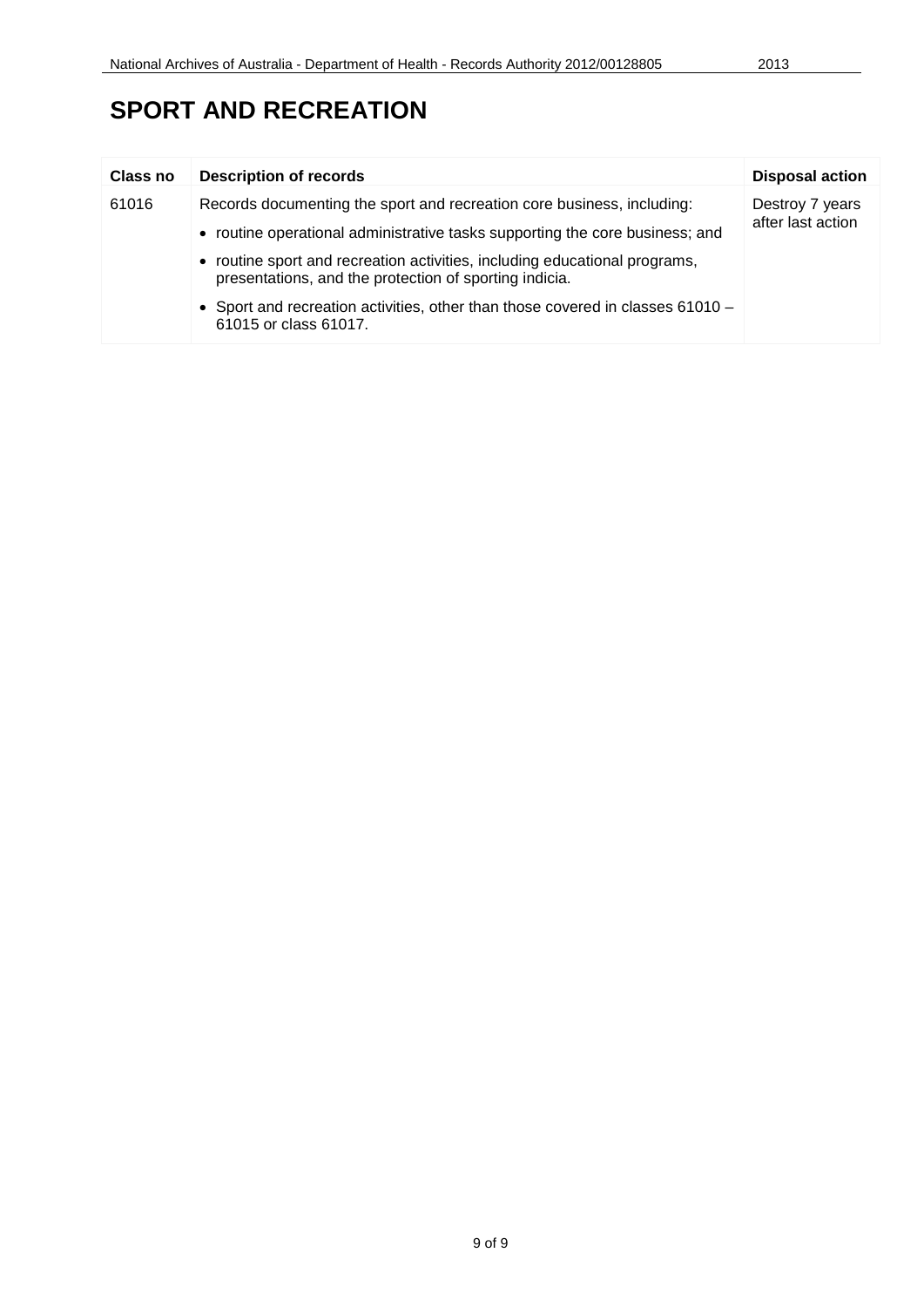# SPORT AND RECREATION

| Class no | Description of records | Disposal action |
|---|---|---|
| 61016 | Records documenting the sport and recreation core business, including:<br>• routine operational administrative tasks supporting the core business; and<br>• routine sport and recreation activities, including educational programs, presentations, and the protection of sporting indicia.<br>• Sport and recreation activities, other than those covered in classes 61010 – 61015 or class 61017. | Destroy 7 years after last action |